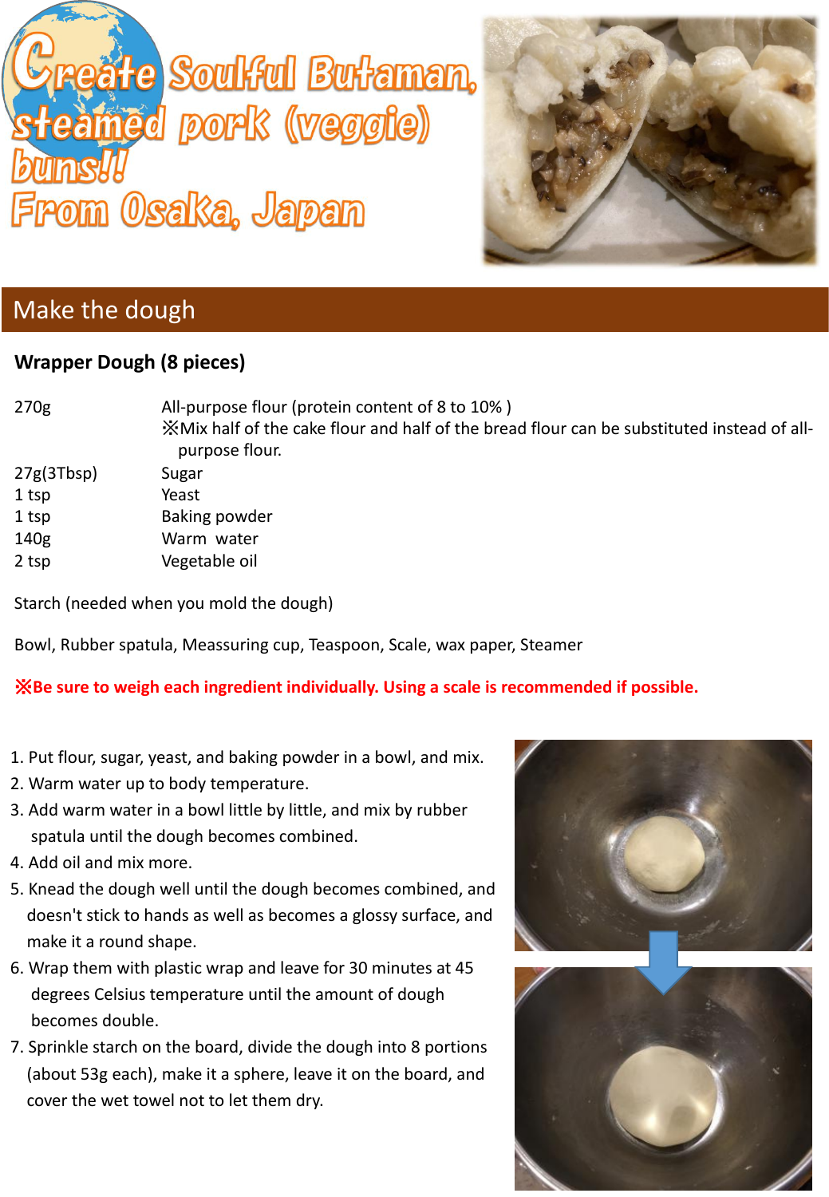# Create Soulful Butaman, steamed pork (veggie) buns!! From Osaka, Japan

## Make the dough

**Wrapper Dough (8 pieces)**

| | |
|---|---|
| 270g | All-purpose flour (protein content of 8 to 10% )<br>※Mix half of the cake flour and half of the bread flour can be substituted instead of all-purpose flour. |
| 27g(3Tbsp) | Sugar |
| 1 tsp | Yeast |
| 1 tsp | Baking powder |
| 140g | Warm water |
| 2 tsp | Vegetable oil |

Starch (needed when you mold the dough)

Bowl, Rubber spatula, Meassuring cup, Teaspoon, Scale, wax paper, Steamer

**※Be sure to weigh each ingredient individually. Using a scale is recommended if possible.**

1. Put flour, sugar, yeast, and baking powder in a bowl, and mix.
2. Warm water up to body temperature.
3. Add warm water in a bowl little by little, and mix by rubber spatula until the dough becomes combined.
4. Add oil and mix more.
5. Knead the dough well until the dough becomes combined, and doesn't stick to hands as well as becomes a glossy surface, and make it a round shape.
6. Wrap them with plastic wrap and leave for 30 minutes at 45 degrees Celsius temperature until the amount of dough becomes double.
7. Sprinkle starch on the board, divide the dough into 8 portions (about 53g each), make it a sphere, leave it on the board, and cover the wet towel not to let them dry.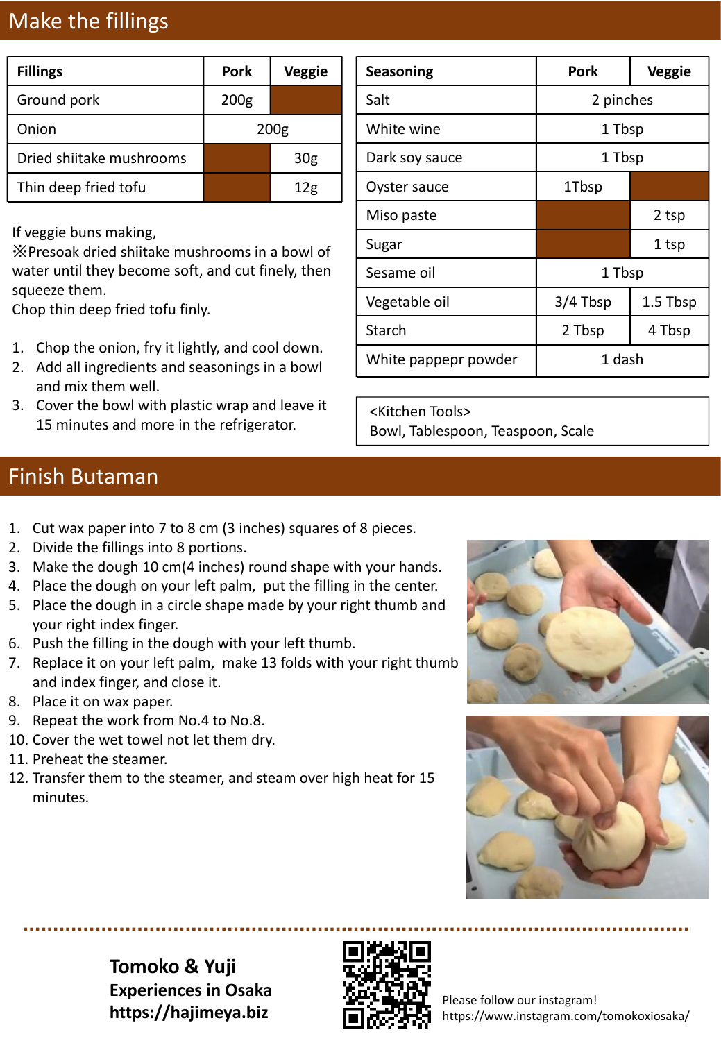## Make the fillings

| Fillings | Pork | Veggie |
|---|---|---|
| Ground pork | 200g | |
| Onion | 200g | |
| Dried shiitake mushrooms | | 30g |
| Thin deep fried tofu | | 12g |

If veggie buns making,
※Presoak dried shiitake mushrooms in a bowl of water until they become soft, and cut finely, then squeeze them.
Chop thin deep fried tofu finly.

1. Chop the onion, fry it lightly, and cool down.
2. Add all ingredients and seasonings in a bowl and mix them well.
3. Cover the bowl with plastic wrap and leave it 15 minutes and more in the refrigerator.

| Seasoning | Pork | Veggie |
|---|---|---|
| Salt | 2 pinches | |
| White wine | 1 Tbsp | |
| Dark soy sauce | 1 Tbsp | |
| Oyster sauce | 1Tbsp | |
| Miso paste | | 2 tsp |
| Sugar | | 1 tsp |
| Sesame oil | 1 Tbsp | |
| Vegetable oil | 3/4 Tbsp | 1.5 Tbsp |
| Starch | 2 Tbsp | 4 Tbsp |
| White pappepr powder | 1 dash | |

<Kitchen Tools>
Bowl, Tablespoon, Teaspoon, Scale

## Finish Butaman

1. Cut wax paper into 7 to 8 cm (3 inches) squares of 8 pieces.
2. Divide the fillings into 8 portions.
3. Make the dough 10 cm(4 inches) round shape with your hands.
4. Place the dough on your left palm, put the filling in the center.
5. Place the dough in a circle shape made by your right thumb and your right index finger.
6. Push the filling in the dough with your left thumb.
7. Replace it on your left palm, make 13 folds with your right thumb and index finger, and close it.
8. Place it on wax paper.
9. Repeat the work from No.4 to No.8.
10. Cover the wet towel not let them dry.
11. Preheat the steamer.
12. Transfer them to the steamer, and steam over high heat for 15 minutes.

**Tomoko & Yuji**
**Experiences in Osaka**
**https://hajimeya.biz**

Please follow our instagram!
https://www.instagram.com/tomokoxiosaka/